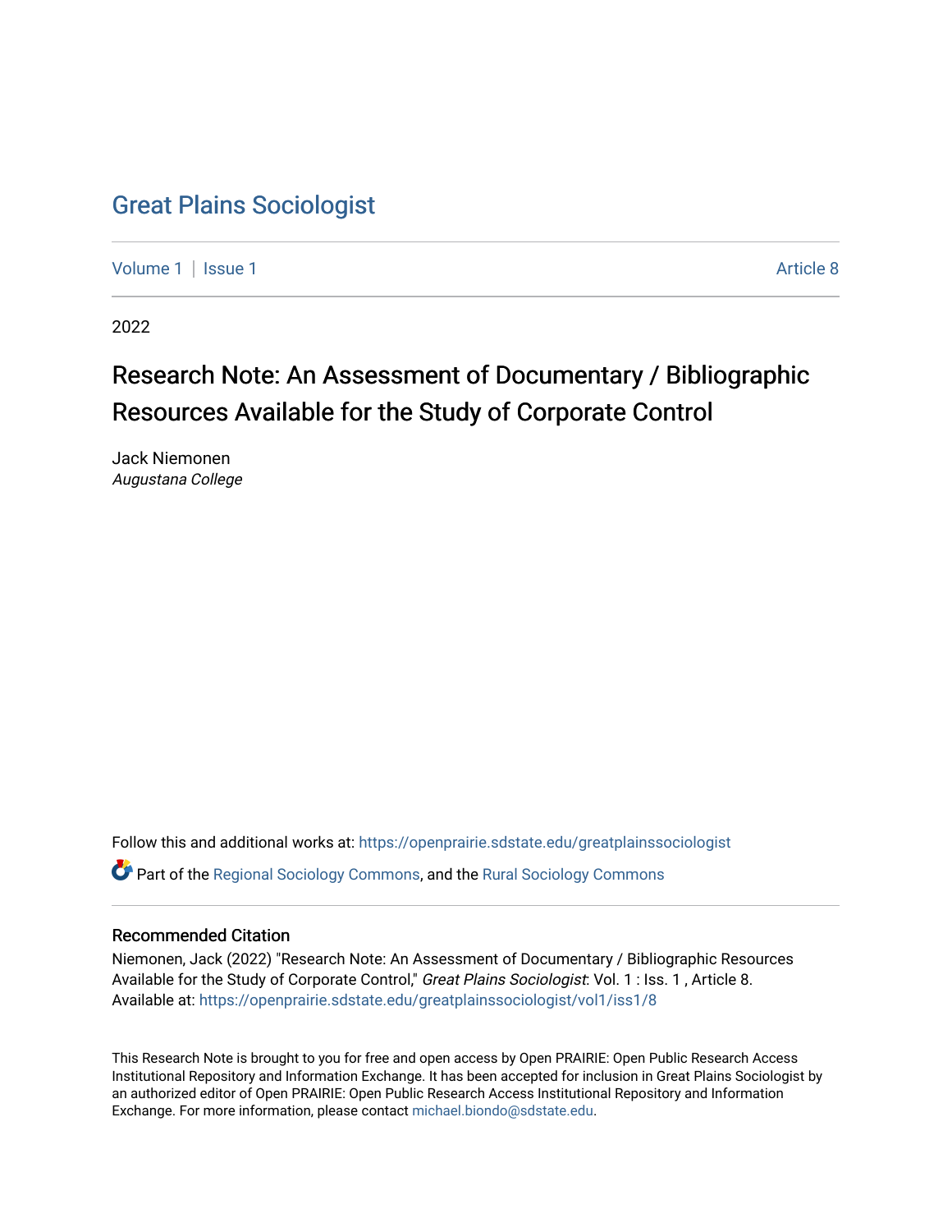# Great Plains Sociologist

Volume 1 | Issue 1 Article 8

2022

## Research Note: An Assessment of Documentary / Bibliographic Resources Available for the Study of Corporate Control

Jack Niemonen
*Augustana College*

Follow this and additional works at: https://openprairie.sdstate.edu/greatplainssociologist

Part of the Regional Sociology Commons, and the Rural Sociology Commons

### Recommended Citation

Niemonen, Jack (2022) "Research Note: An Assessment of Documentary / Bibliographic Resources Available for the Study of Corporate Control," *Great Plains Sociologist*: Vol. 1 : Iss. 1 , Article 8.
Available at: https://openprairie.sdstate.edu/greatplainssociologist/vol1/iss1/8

This Research Note is brought to you for free and open access by Open PRAIRIE: Open Public Research Access Institutional Repository and Information Exchange. It has been accepted for inclusion in Great Plains Sociologist by an authorized editor of Open PRAIRIE: Open Public Research Access Institutional Repository and Information Exchange. For more information, please contact michael.biondo@sdstate.edu.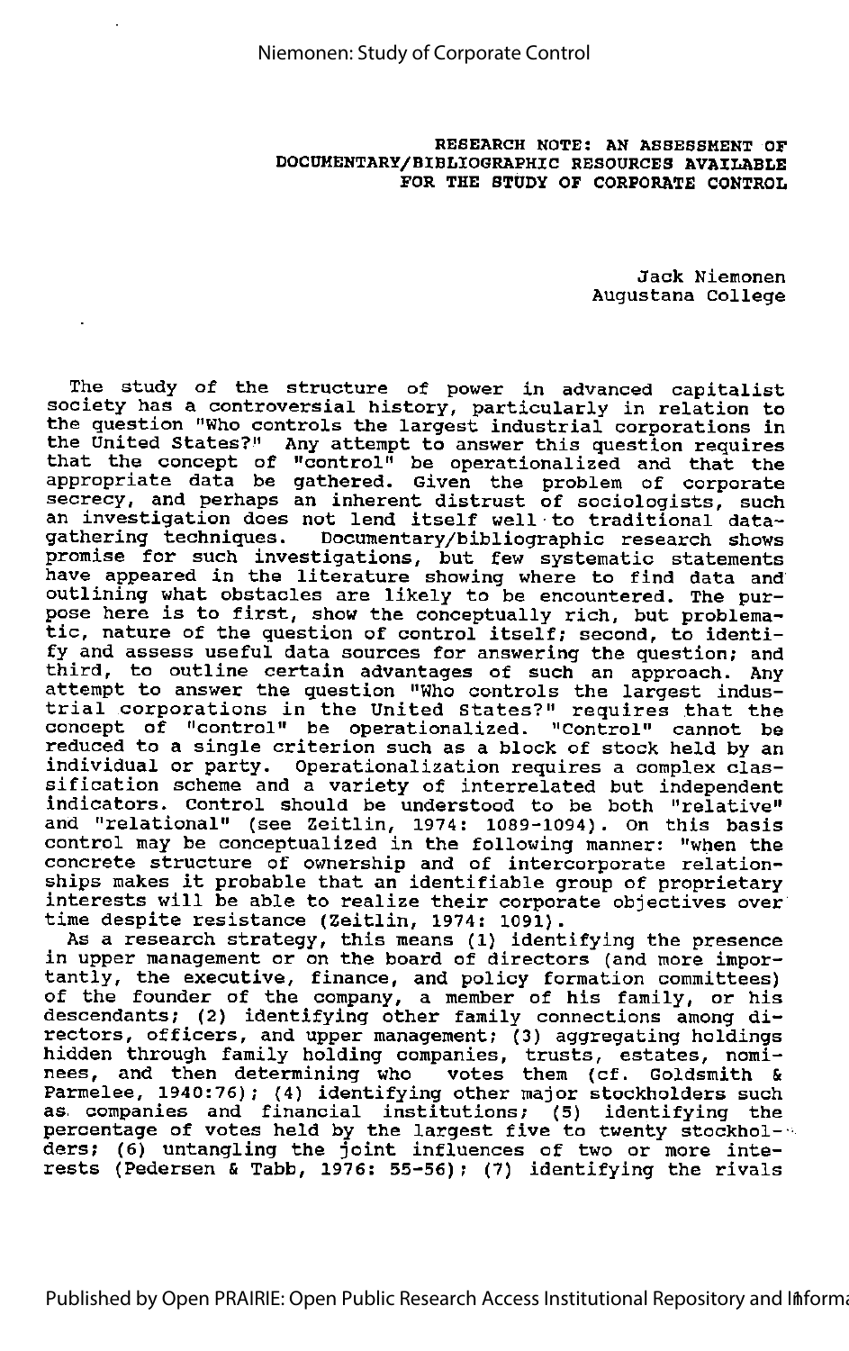# RESEARCH NOTE: AN ASSESSMENT OF DOCUMENTARY/BIBLIOGRAPHIC RESOURCES AVAILABLE FOR THE STUDY OF CORPORATE CONTROL

Jack Niemonen
Augustana College

The study of the structure of power in advanced capitalist society has a controversial history, particularly in relation to the question "Who controls the largest industrial corporations in the United States?" Any attempt to answer this question requires that the concept of "control" be operationalized and that the appropriate data be gathered. Given the problem of corporate secrecy, and perhaps an inherent distrust of sociologists, such an investigation does not lend itself well to traditional data-gathering techniques. Documentary/bibliographic research shows promise for such investigations, but few systematic statements have appeared in the literature showing where to find data and outlining what obstacles are likely to be encountered. The purpose here is to first, show the conceptually rich, but problematic, nature of the question of control itself; second, to identify and assess useful data sources for answering the question; and third, to outline certain advantages of such an approach. Any attempt to answer the question "Who controls the largest industrial corporations in the United States?" requires that the concept of "control" be operationalized. "Control" cannot be reduced to a single criterion such as a block of stock held by an individual or party. Operationalization requires a complex classification scheme and a variety of interrelated but independent indicators. Control should be understood to be both "relative" and "relational" (see Zeitlin, 1974: 1089-1094). On this basis control may be conceptualized in the following manner: "when the concrete structure of ownership and of intercorporate relationships makes it probable that an identifiable group of proprietary interests will be able to realize their corporate objectives over time despite resistance (Zeitlin, 1974: 1091).

As a research strategy, this means (1) identifying the presence in upper management or on the board of directors (and more importantly, the executive, finance, and policy formation committees) of the founder of the company, a member of his family, or his descendants; (2) identifying other family connections among directors, officers, and upper management; (3) aggregating holdings hidden through family holding companies, trusts, estates, nominees, and then determining who votes them (cf. Goldsmith & Parmelee, 1940:76); (4) identifying other major stockholders such as companies and financial institutions; (5) identifying the percentage of votes held by the largest five to twenty stockholders; (6) untangling the joint influences of two or more interests (Pedersen & Tabb, 1976: 55-56); (7) identifying the rivals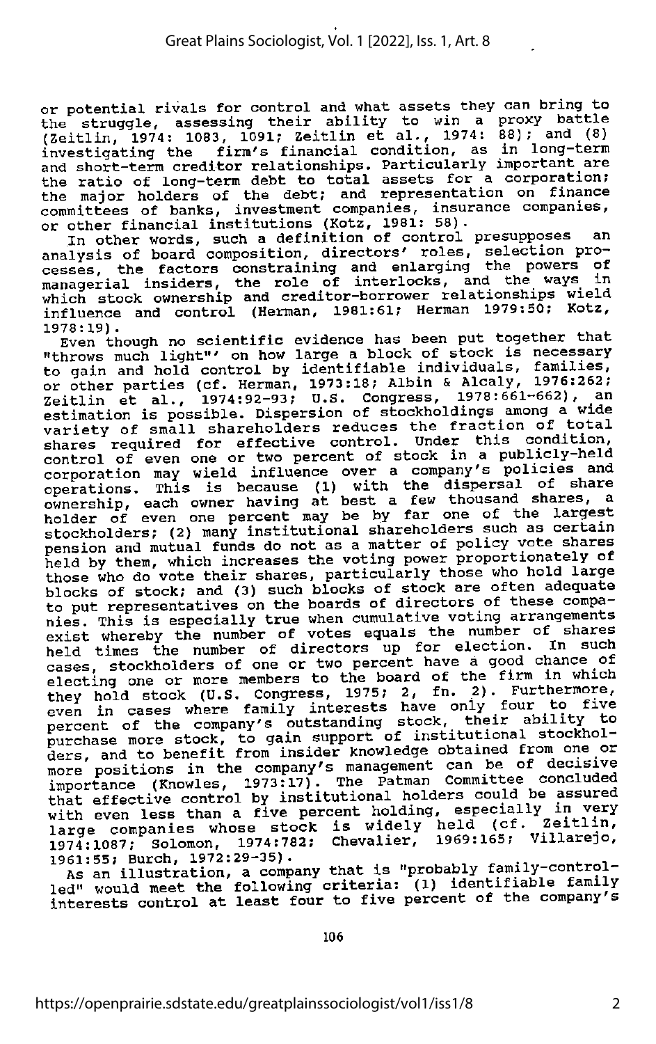or potential rivals for control and what assets they can bring to the struggle, assessing their ability to win a proxy battle (Zeitlin, 1974: 1083, 1091; Zeitlin et al., 1974: 88); and (8) investigating the firm's financial condition, as in long-term and short-term creditor relationships. Particularly important are the ratio of long-term debt to total assets for a corporation; the major holders of the debt; and representation on finance committees of banks, investment companies, insurance companies, or other financial institutions (Kotz, 1981: 58).

In other words, such a definition of control presupposes an analysis of board composition, directors' roles, selection processes, the factors constraining and enlarging the powers of managerial insiders, the role of interlocks, and the ways in which stock ownership and creditor-borrower relationships wield influence and control (Herman, 1981:61; Herman 1979:50; Kotz, 1978:19).

Even though no scientific evidence has been put together that "throws much light"' on how large a block of stock is necessary to gain and hold control by identifiable individuals, families, or other parties (cf. Herman, 1973:18; Albin & Alcaly, 1976:262; Zeitlin et al., 1974:92-93; U.S. Congress, 1978:661-662), an estimation is possible. Dispersion of stockholdings among a wide variety of small shareholders reduces the fraction of total shares required for effective control. Under this condition, control of even one or two percent of stock in a publicly-held corporation may wield influence over a company's policies and operations. This is because (1) with the dispersal of share ownership, each owner having at best a few thousand shares, a holder of even one percent may be by far one of the largest stockholders; (2) many institutional shareholders such as certain pension and mutual funds do not as a matter of policy vote shares held by them, which increases the voting power proportionately of those who do vote their shares, particularly those who hold large blocks of stock; and (3) such blocks of stock are often adequate to put representatives on the boards of directors of these companies. This is especially true when cumulative voting arrangements exist whereby the number of votes equals the number of shares held times the number of directors up for election. In such cases, stockholders of one or two percent have a good chance of electing one or more members to the board of the firm in which they hold stock (U.S. Congress, 1975; 2, fn. 2). Furthermore, even in cases where family interests have only four to five percent of the company's outstanding stock, their ability to purchase more stock, to gain support of institutional stockholders, and to benefit from insider knowledge obtained from one or more positions in the company's management can be of decisive importance (Knowles, 1973:17). The Patman Committee concluded that effective control by institutional holders could be assured with even less than a five percent holding, especially in very large companies whose stock is widely held (cf. Zeitlin, 1974:1087; Solomon, 1974:782; Chevalier, 1969:165; Villarejo, 1961:55; Burch, 1972:29-35).

As an illustration, a company that is "probably family-controlled" would meet the following criteria: (1) identifiable family interests control at least four to five percent of the company's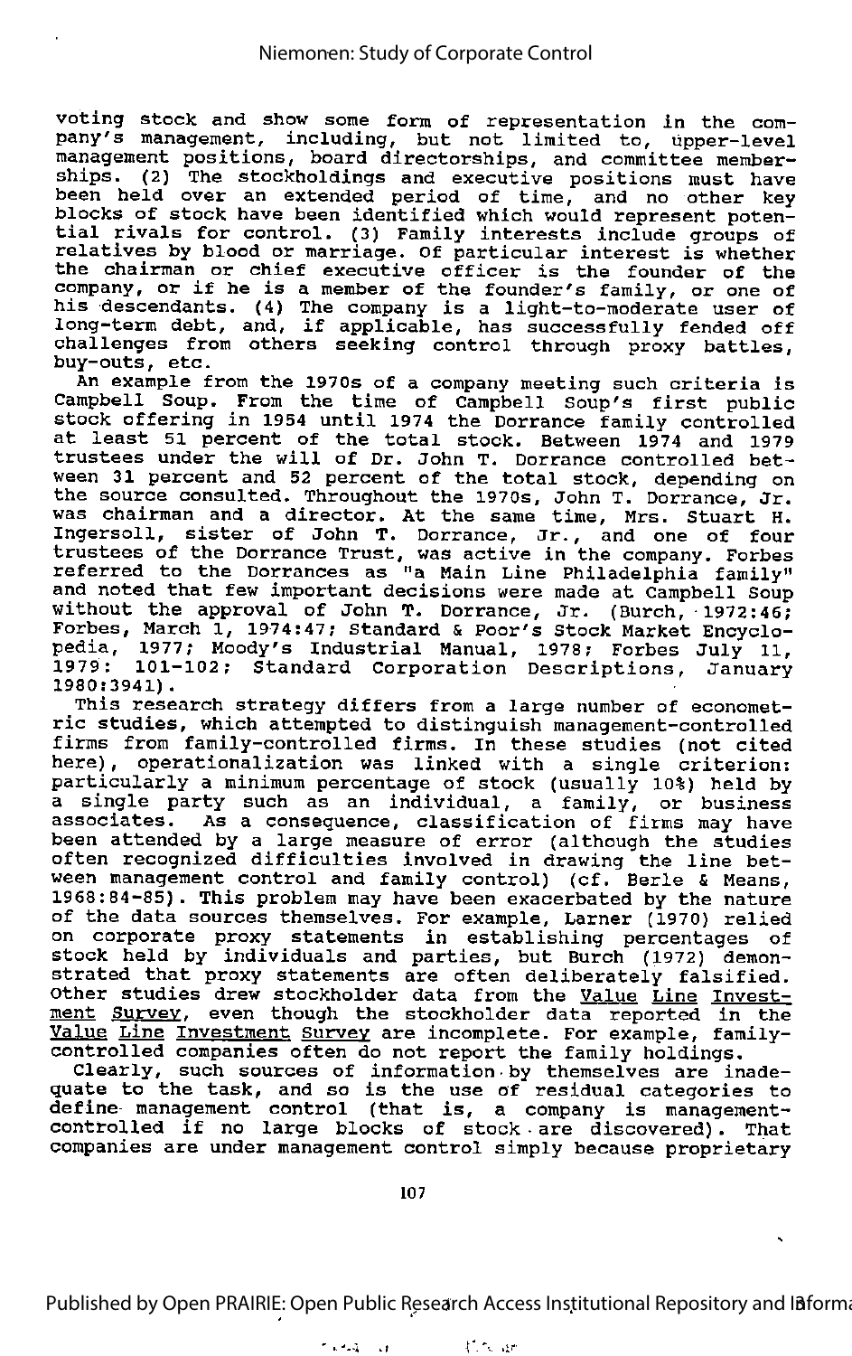voting stock and show some form of representation in the company's management, including, but not limited to, upper-level management positions, board directorships, and committee memberships. (2) The stockholdings and executive positions must have been held over an extended period of time, and no other key blocks of stock have been identified which would represent potential rivals for control. (3) Family interests include groups of relatives by blood or marriage. Of particular interest is whether the chairman or chief executive officer is the founder of the company, or if he is a member of the founder's family, or one of his descendants. (4) The company is a light-to-moderate user of long-term debt, and, if applicable, has successfully fended off challenges from others seeking control through proxy battles, buy-outs, etc.

An example from the 1970s of a company meeting such criteria is Campbell Soup. From the time of Campbell Soup's first public stock offering in 1954 until 1974 the Dorrance family controlled at least 51 percent of the total stock. Between 1974 and 1979 trustees under the will of Dr. John T. Dorrance controlled between 31 percent and 52 percent of the total stock, depending on the source consulted. Throughout the 1970s, John T. Dorrance, Jr. was chairman and a director. At the same time, Mrs. Stuart H. Ingersoll, sister of John T. Dorrance, Jr., and one of four trustees of the Dorrance Trust, was active in the company. Forbes referred to the Dorrances as "a Main Line Philadelphia family" and noted that few important decisions were made at Campbell Soup without the approval of John T. Dorrance, Jr. (Burch, 1972:46; Forbes, March 1, 1974:47; Standard & Poor's Stock Market Encyclopedia, 1977; Moody's Industrial Manual, 1978; Forbes July 11, 1979: 101-102; Standard Corporation Descriptions, January 1980:3941).

This research strategy differs from a large number of econometric studies, which attempted to distinguish management-controlled firms from family-controlled firms. In these studies (not cited here), operationalization was linked with a single criterion: particularly a minimum percentage of stock (usually 10%) held by a single party such as an individual, a family, or business associates. As a consequence, classification of firms may have been attended by a large measure of error (although the studies often recognized difficulties involved in drawing the line between management control and family control) (cf. Berle & Means, 1968:84-85). This problem may have been exacerbated by the nature of the data sources themselves. For example, Larner (1970) relied on corporate proxy statements in establishing percentages of stock held by individuals and parties, but Burch (1972) demonstrated that proxy statements are often deliberately falsified. Other studies drew stockholder data from the *Value Line Investment Survey*, even though the stockholder data reported in the *Value Line Investment Survey* are incomplete. For example, family-controlled companies often do not report the family holdings.

Clearly, such sources of information by themselves are inadequate to the task, and so is the use of residual categories to define management control (that is, a company is management-controlled if no large blocks of stock are discovered). That companies are under management control simply because proprietary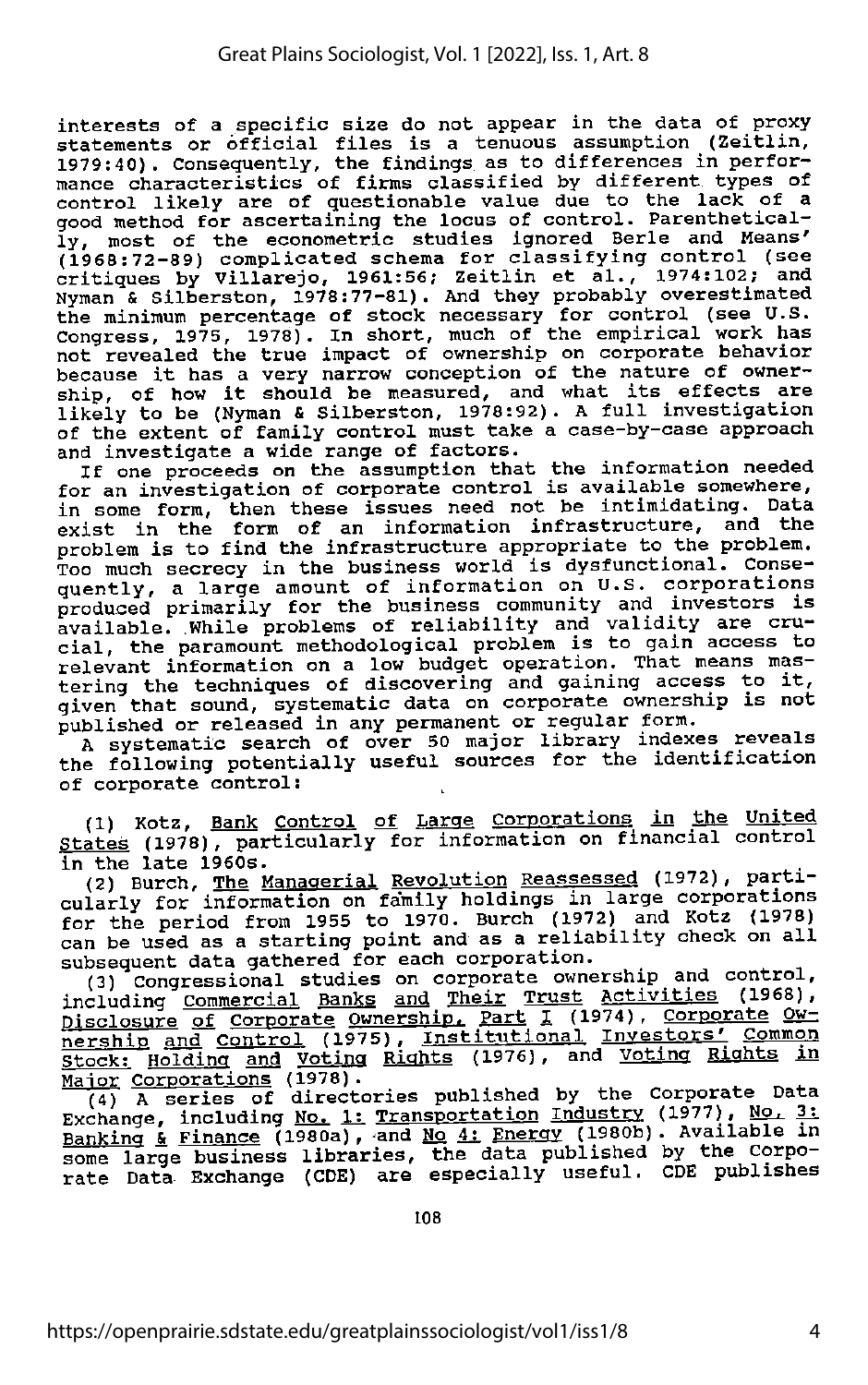interests of a specific size do not appear in the data of proxy statements or official files is a tenuous assumption (Zeitlin, 1979:40). Consequently, the findings as to differences in performance characteristics of firms classified by different types of control likely are of questionable value due to the lack of a good method for ascertaining the locus of control. Parenthetically, most of the econometric studies ignored Berle and Means' (1968:72-89) complicated schema for classifying control (see critiques by Villarejo, 1961:56; Zeitlin et al., 1974:102; and Nyman & Silberston, 1978:77-81). And they probably overestimated the minimum percentage of stock necessary for control (see U.S. Congress, 1975, 1978). In short, much of the empirical work has not revealed the true impact of ownership on corporate behavior because it has a very narrow conception of the nature of ownership, of how it should be measured, and what its effects are likely to be (Nyman & Silberston, 1978:92). A full investigation of the extent of family control must take a case-by-case approach and investigate a wide range of factors.

If one proceeds on the assumption that the information needed for an investigation of corporate control is available somewhere, in some form, then these issues need not be intimidating. Data exist in the form of an information infrastructure, and the problem is to find the infrastructure appropriate to the problem. Too much secrecy in the business world is dysfunctional. Consequently, a large amount of information on U.S. corporations produced primarily for the business community and investors is available. While problems of reliability and validity are crucial, the paramount methodological problem is to gain access to relevant information on a low budget operation. That means mastering the techniques of discovering and gaining access to it, given that sound, systematic data on corporate ownership is not published or released in any permanent or regular form.

A systematic search of over 50 major library indexes reveals the following potentially useful sources for the identification of corporate control:

(1) Kotz, <u>Bank Control of Large Corporations in the United States</u> (1978), particularly for information on financial control in the late 1960s.

(2) Burch, <u>The Managerial Revolution Reassessed</u> (1972), particularly for information on family holdings in large corporations for the period from 1955 to 1970. Burch (1972) and Kotz (1978) can be used as a starting point and as a reliability check on all subsequent data gathered for each corporation.

(3) Congressional studies on corporate ownership and control, including <u>Commercial Banks and Their Trust Activities</u> (1968), <u>Disclosure of Corporate Ownership, Part I</u> (1974), <u>Corporate Ownership and Control</u> (1975), <u>Institutional Investors' Common Stock: Holding and Voting Rights</u> (1976), and <u>Voting Rights in Major Corporations</u> (1978).

(4) A series of directories published by the Corporate Data Exchange, including <u>No. 1: Transportation Industry</u> (1977), <u>No. 3: Banking & Finance</u> (1980a), and <u>No 4: Energy</u> (1980b). Available in some large business libraries, the data published by the Corporate Data Exchange (CDE) are especially useful. CDE publishes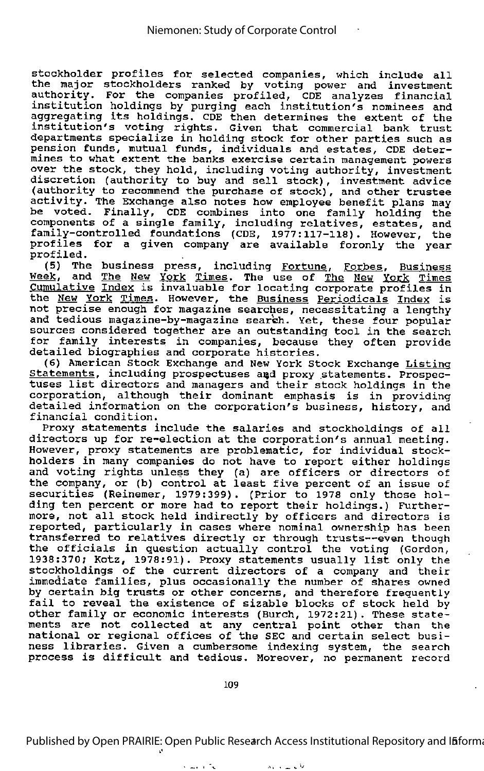stockholder profiles for selected companies, which include all the major stockholders ranked by voting power and investment authority. For the companies profiled, CDE analyzes financial institution holdings by purging each institution's nominees and aggregating its holdings. CDE then determines the extent of the institution's voting rights. Given that commercial bank trust departments specialize in holding stock for other parties such as pension funds, mutual funds, individuals and estates, CDE determines to what extent the banks exercise certain management powers over the stock, they hold, including voting authority, investment discretion (authority to buy and sell stock), investment advice (authority to recommend the purchase of stock), and other trustee activity. The Exchange also notes how employee benefit plans may be voted. Finally, CDE combines into one family holding the components of a single family, including relatives, estates, and family-controlled foundations (CDE, 1977:117-118). However, the profiles for a given company are available foronly the year profiled.

(5) The business press, including Fortune, Forbes, Business Week, and The New York Times. The use of The New York Times Cumulative Index is invaluable for locating corporate profiles in the New York Times. However, the Business Periodicals Index is not precise enough for magazine searches, necessitating a lengthy and tedious magazine-by-magazine search. Yet, these four popular sources considered together are an outstanding tool in the search for family interests in companies, because they often provide detailed biographies and corporate histories.

(6) American Stock Exchange and New York Stock Exchange Listing Statements, including prospectuses and proxy statements. Prospectuses list directors and managers and their stock holdings in the corporation, although their dominant emphasis is in providing detailed information on the corporation's business, history, and financial condition.

Proxy statements include the salaries and stockholdings of all directors up for re-election at the corporation's annual meeting. However, proxy statements are problematic, for individual stockholders in many companies do not have to report either holdings and voting rights unless they (a) are officers or directors of the company, or (b) control at least five percent of an issue of securities (Reinemer, 1979:399). (Prior to 1978 only those holding ten percent or more had to report their holdings.) Furthermore, not all stock held indirectly by officers and directors is reported, particularly in cases where nominal ownership has been transferred to relatives directly or through trusts--even though the officials in question actually control the voting (Gordon, 1938:370; Kotz, 1978:91). Proxy statements usually list only the stockholdings of the current directors of a company and their immediate families, plus occasionally the number of shares owned by certain big trusts or other concerns, and therefore frequently fail to reveal the existence of sizable blocks of stock held by other family or economic interests (Burch, 1972:21). These statements are not collected at any central point other than the national or regional offices of the SEC and certain select business libraries. Given a cumbersome indexing system, the search process is difficult and tedious. Moreover, no permanent record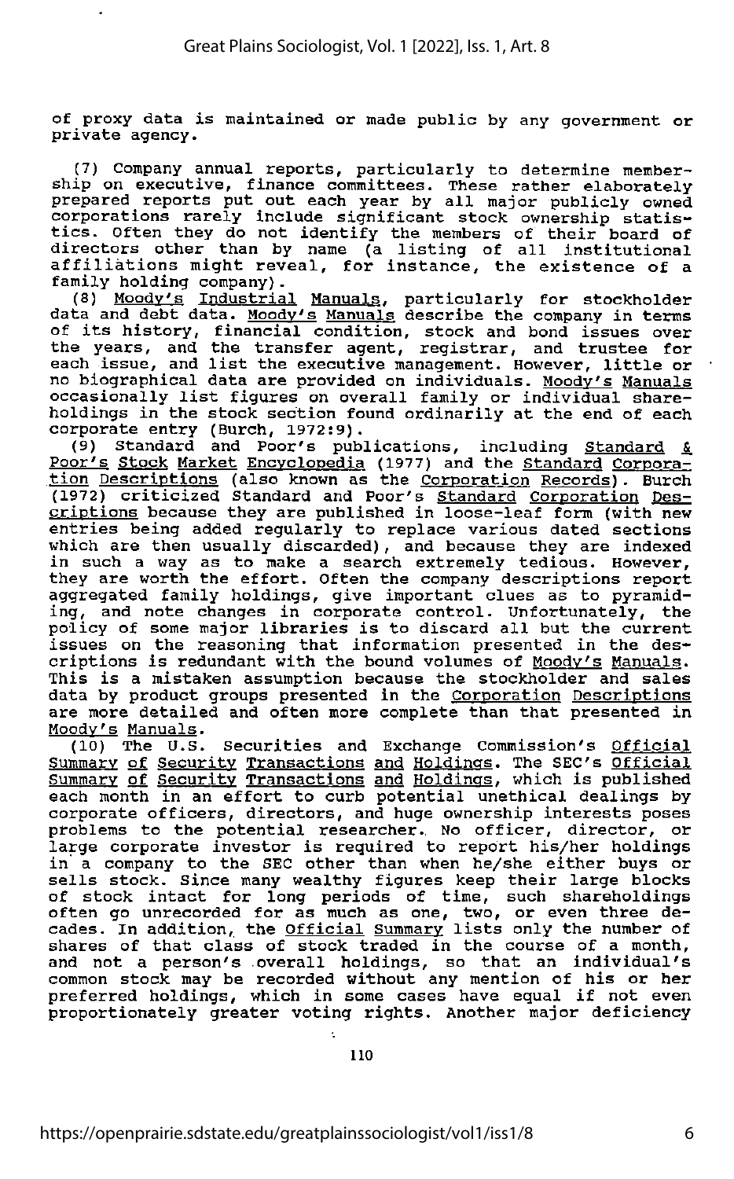of proxy data is maintained or made public by any government or private agency.

(7) Company annual reports, particularly to determine membership on executive, finance committees. These rather elaborately prepared reports put out each year by all major publicly owned corporations rarely include significant stock ownership statistics. Often they do not identify the members of their board of directors other than by name (a listing of all institutional affiliations might reveal, for instance, the existence of a family holding company).

(8) Moody's Industrial Manuals, particularly for stockholder data and debt data. Moody's Manuals describe the company in terms of its history, financial condition, stock and bond issues over the years, and the transfer agent, registrar, and trustee for each issue, and list the executive management. However, little or no biographical data are provided on individuals. Moody's Manuals occasionally list figures on overall family or individual shareholdings in the stock section found ordinarily at the end of each corporate entry (Burch, 1972:9).

(9) Standard and Poor's publications, including Standard & Poor's Stock Market Encyclopedia (1977) and the Standard Corporation Descriptions (also known as the Corporation Records). Burch (1972) criticized Standard and Poor's Standard Corporation Descriptions because they are published in loose-leaf form (with new entries being added regularly to replace various dated sections which are then usually discarded), and because they are indexed in such a way as to make a search extremely tedious. However, they are worth the effort. Often the company descriptions report aggregated family holdings, give important clues as to pyramiding, and note changes in corporate control. Unfortunately, the policy of some major libraries is to discard all but the current issues on the reasoning that information presented in the descriptions is redundant with the bound volumes of Moody's Manuals. This is a mistaken assumption because the stockholder and sales data by product groups presented in the Corporation Descriptions are more detailed and often more complete than that presented in Moody's Manuals.

(10) The U.S. Securities and Exchange Commission's Official Summary of Security Transactions and Holdings. The SEC's Official Summary of Security Transactions and Holdings, which is published each month in an effort to curb potential unethical dealings by corporate officers, directors, and huge ownership interests poses problems to the potential researcher. No officer, director, or large corporate investor is required to report his/her holdings in a company to the SEC other than when he/she either buys or sells stock. Since many wealthy figures keep their large blocks of stock intact for long periods of time, such shareholdings often go unrecorded for as much as one, two, or even three decades. In addition, the Official Summary lists only the number of shares of that class of stock traded in the course of a month, and not a person's overall holdings, so that an individual's common stock may be recorded without any mention of his or her preferred holdings, which in some cases have equal if not even proportionately greater voting rights. Another major deficiency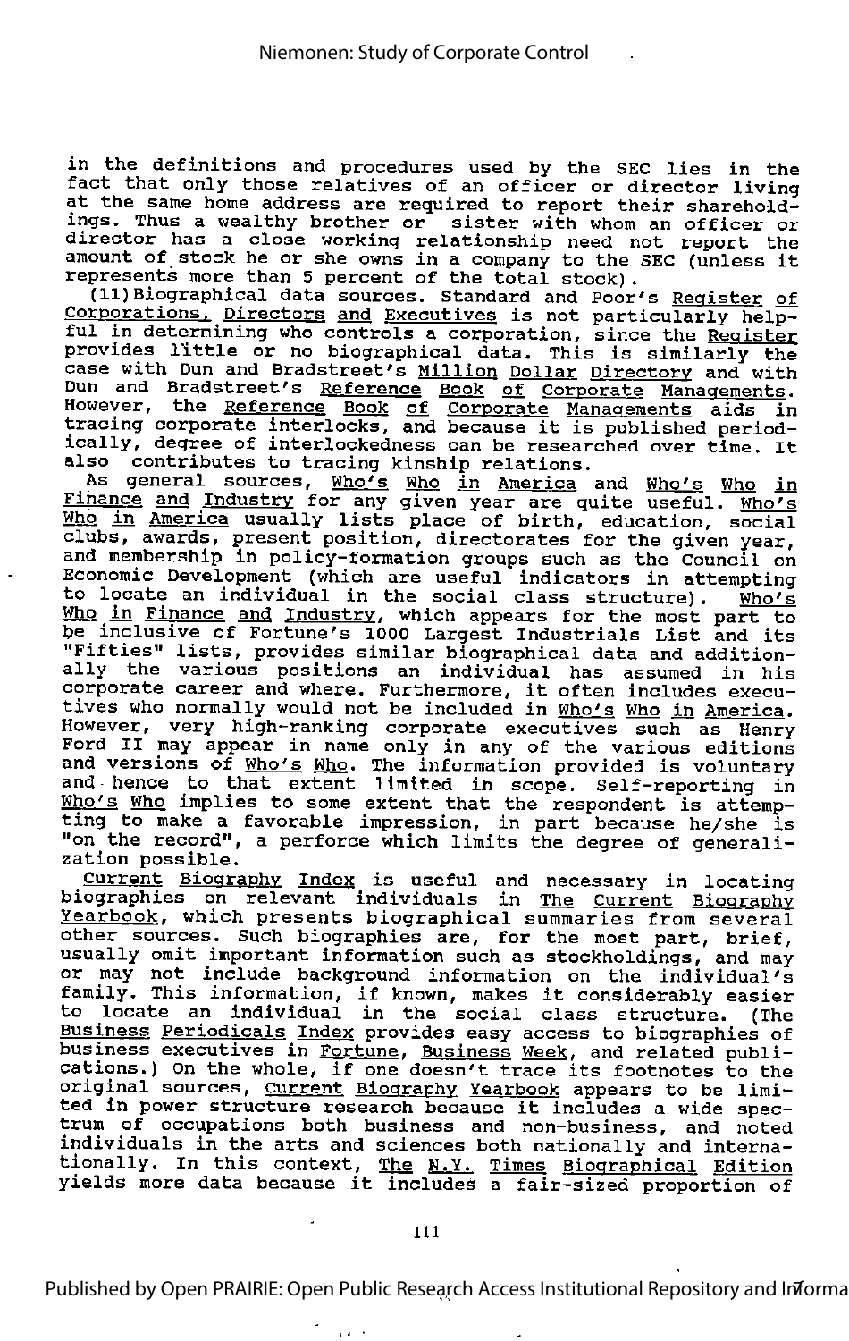in the definitions and procedures used by the SEC lies in the fact that only those relatives of an officer or director living at the same home address are required to report their shareholdings. Thus a wealthy brother or sister with whom an officer or director has a close working relationship need not report the amount of stock he or she owns in a company to the SEC (unless it represents more than 5 percent of the total stock).

(11) Biographical data sources. Standard and Poor's *Register of Corporations, Directors and Executives* is not particularly helpful in determining who controls a corporation, since the *Register* provides little or no biographical data. This is similarly the case with Dun and Bradstreet's *Million Dollar Directory* and with Dun and Bradstreet's *Reference Book of Corporate Managements*. However, the *Reference Book of Corporate Managements* aids in tracing corporate interlocks, and because it is published periodically, degree of interlockedness can be researched over time. It also contributes to tracing kinship relations.

As general sources, *Who's Who in America* and *Who's Who in Finance and Industry* for any given year are quite useful. *Who's Who in America* usually lists place of birth, education, social clubs, awards, present position, directorates for the given year, and membership in policy-formation groups such as the Council on Economic Development (which are useful indicators in attempting to locate an individual in the social class structure). *Who's Who in Finance and Industry*, which appears for the most part to be inclusive of Fortune's 1000 Largest Industrials List and its "Fifties" lists, provides similar biographical data and additionally the various positions an individual has assumed in his corporate career and where. Furthermore, it often includes executives who normally would not be included in *Who's Who in America*. However, very high-ranking corporate executives such as Henry Ford II may appear in name only in any of the various editions and versions of *Who's Who*. The information provided is voluntary and hence to that extent limited in scope. Self-reporting in *Who's Who* implies to some extent that the respondent is attempting to make a favorable impression, in part because he/she is "on the record", a perforce which limits the degree of generalization possible.

*Current Biography Index* is useful and necessary in locating biographies on relevant individuals in *The Current Biography Yearbook*, which presents biographical summaries from several other sources. Such biographies are, for the most part, brief, usually omit important information such as stockholdings, and may or may not include background information on the individual's family. This information, if known, makes it considerably easier to locate an individual in the social class structure. (The *Business Periodicals Index* provides easy access to biographies of business executives in *Fortune*, *Business Week*, and related publications.) On the whole, if one doesn't trace its footnotes to the original sources, *Current Biography Yearbook* appears to be limited in power structure research because it includes a wide spectrum of occupations both business and non-business, and noted individuals in the arts and sciences both nationally and internationally. In this context, *The N.Y. Times Biographical Edition* yields more data because it includes a fair-sized proportion of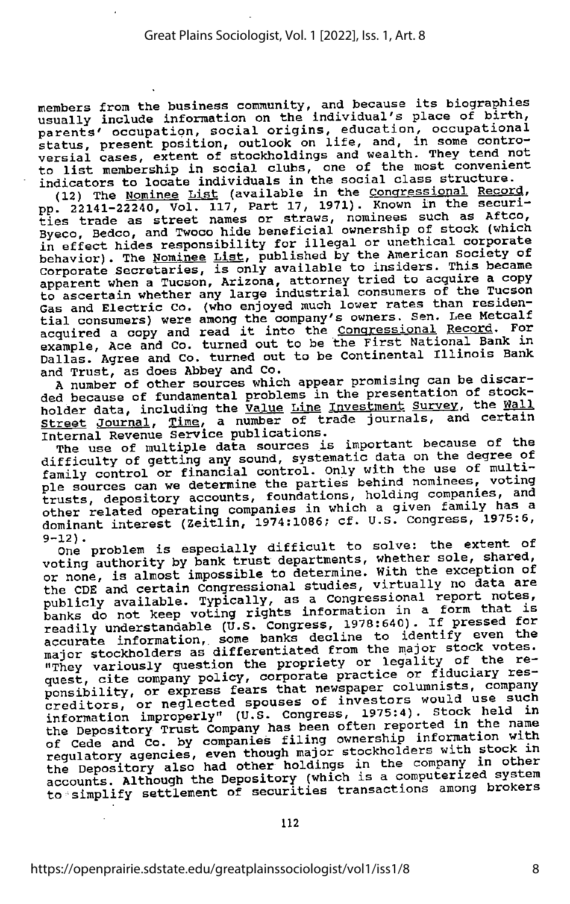members from the business community, and because its biographies usually include information on the individual's place of birth, parents' occupation, social origins, education, occupational status, present position, outlook on life, and, in some controversial cases, extent of stockholdings and wealth. They tend not to list membership in social clubs, one of the most convenient indicators to locate individuals in the social class structure.

(12) The Nominee List (available in the Congressional Record, pp. 22141-22240, Vol. 117, Part 17, 1971). Known in the securities trade as street names or straws, nominees such as Aftco, Byeco, Bedco, and Twoco hide beneficial ownership of stock (which in effect hides responsibility for illegal or unethical corporate behavior). The Nominee List, published by the American Society of Corporate Secretaries, is only available to insiders. This became apparent when a Tucson, Arizona, attorney tried to acquire a copy to ascertain whether any large industrial consumers of the Tucson Gas and Electric Co. (who enjoyed much lower rates than residential consumers) were among the company's owners. Sen. Lee Metcalf acquired a copy and read it into the Congressional Record. For example, Ace and Co. turned out to be the First National Bank in Dallas. Agree and Co. turned out to be Continental Illinois Bank and Trust, as does Abbey and Co.

A number of other sources which appear promising can be discarded because of fundamental problems in the presentation of stockholder data, including the Value Line Investment Survey, the Wall Street Journal, Time, a number of trade journals, and certain Internal Revenue Service publications.

The use of multiple data sources is important because of the difficulty of getting any sound, systematic data on the degree of family control or financial control. Only with the use of multiple sources can we determine the parties behind nominees, voting trusts, depository accounts, foundations, holding companies, and other related operating companies in which a given family has a dominant interest (Zeitlin, 1974:1086; cf. U.S. Congress, 1975:6, 9-12).

One problem is especially difficult to solve: the extent of voting authority by bank trust departments, whether sole, shared, or none, is almost impossible to determine. With the exception of the CDE and certain Congressional studies, virtually no data are publicly available. Typically, as a Congressional report notes, banks do not keep voting rights information in a form that is readily understandable (U.S. Congress, 1978:640). If pressed for accurate information, some banks decline to identify even the major stockholders as differentiated from the major stock votes. "They variously question the propriety or legality of the request, cite company policy, corporate practice or fiduciary responsibility, or express fears that newspaper columnists, company creditors, or neglected spouses of investors would use such information improperly" (U.S. Congress, 1975:4). Stock held in the Depository Trust Company has been often reported in the name of Cede and Co. by companies filing ownership information with regulatory agencies, even though major stockholders with stock in the Depository also had other holdings in the company in other accounts. Although the Depository (which is a computerized system to simplify settlement of securities transactions among brokers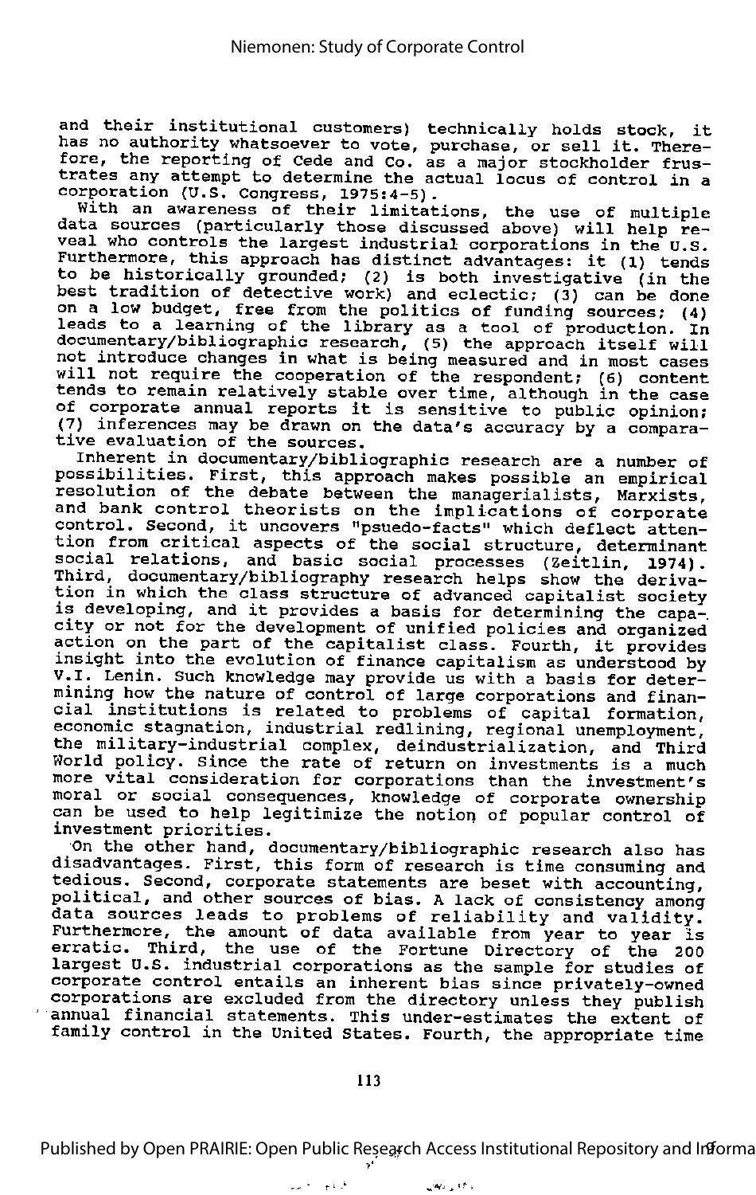and their institutional customers) technically holds stock, it has no authority whatsoever to vote, purchase, or sell it. Therefore, the reporting of Cede and Co. as a major stockholder frustrates any attempt to determine the actual locus of control in a corporation (U.S. Congress, 1975:4-5).

With an awareness of their limitations, the use of multiple data sources (particularly those discussed above) will help reveal who controls the largest industrial corporations in the U.S. Furthermore, this approach has distinct advantages: it (1) tends to be historically grounded; (2) is both investigative (in the best tradition of detective work) and eclectic; (3) can be done on a low budget, free from the politics of funding sources; (4) leads to a learning of the library as a tool of production. In documentary/bibliographic research, (5) the approach itself will not introduce changes in what is being measured and in most cases will not require the cooperation of the respondent; (6) content tends to remain relatively stable over time, although in the case of corporate annual reports it is sensitive to public opinion; (7) inferences may be drawn on the data's accuracy by a comparative evaluation of the sources.

Inherent in documentary/bibliographic research are a number of possibilities. First, this approach makes possible an empirical resolution of the debate between the managerialists, Marxists, and bank control theorists on the implications of corporate control. Second, it uncovers "psuedo-facts" which deflect attention from critical aspects of the social structure, determinant social relations, and basic social processes (Zeitlin, 1974). Third, documentary/bibliography research helps show the derivation in which the class structure of advanced capitalist society is developing, and it provides a basis for determining the capacity or not for the development of unified policies and organized action on the part of the capitalist class. Fourth, it provides insight into the evolution of finance capitalism as understood by V.I. Lenin. Such knowledge may provide us with a basis for determining how the nature of control of large corporations and financial institutions is related to problems of capital formation, economic stagnation, industrial redlining, regional unemployment, the military-industrial complex, deindustrialization, and Third World policy. Since the rate of return on investments is a much more vital consideration for corporations than the investment's moral or social consequences, knowledge of corporate ownership can be used to help legitimize the notion of popular control of investment priorities.

On the other hand, documentary/bibliographic research also has disadvantages. First, this form of research is time consuming and tedious. Second, corporate statements are beset with accounting, political, and other sources of bias. A lack of consistency among data sources leads to problems of reliability and validity. Furthermore, the amount of data available from year to year is erratic. Third, the use of the Fortune Directory of the 200 largest U.S. industrial corporations as the sample for studies of corporate control entails an inherent bias since privately-owned corporations are excluded from the directory unless they publish annual financial statements. This under-estimates the extent of family control in the United States. Fourth, the appropriate time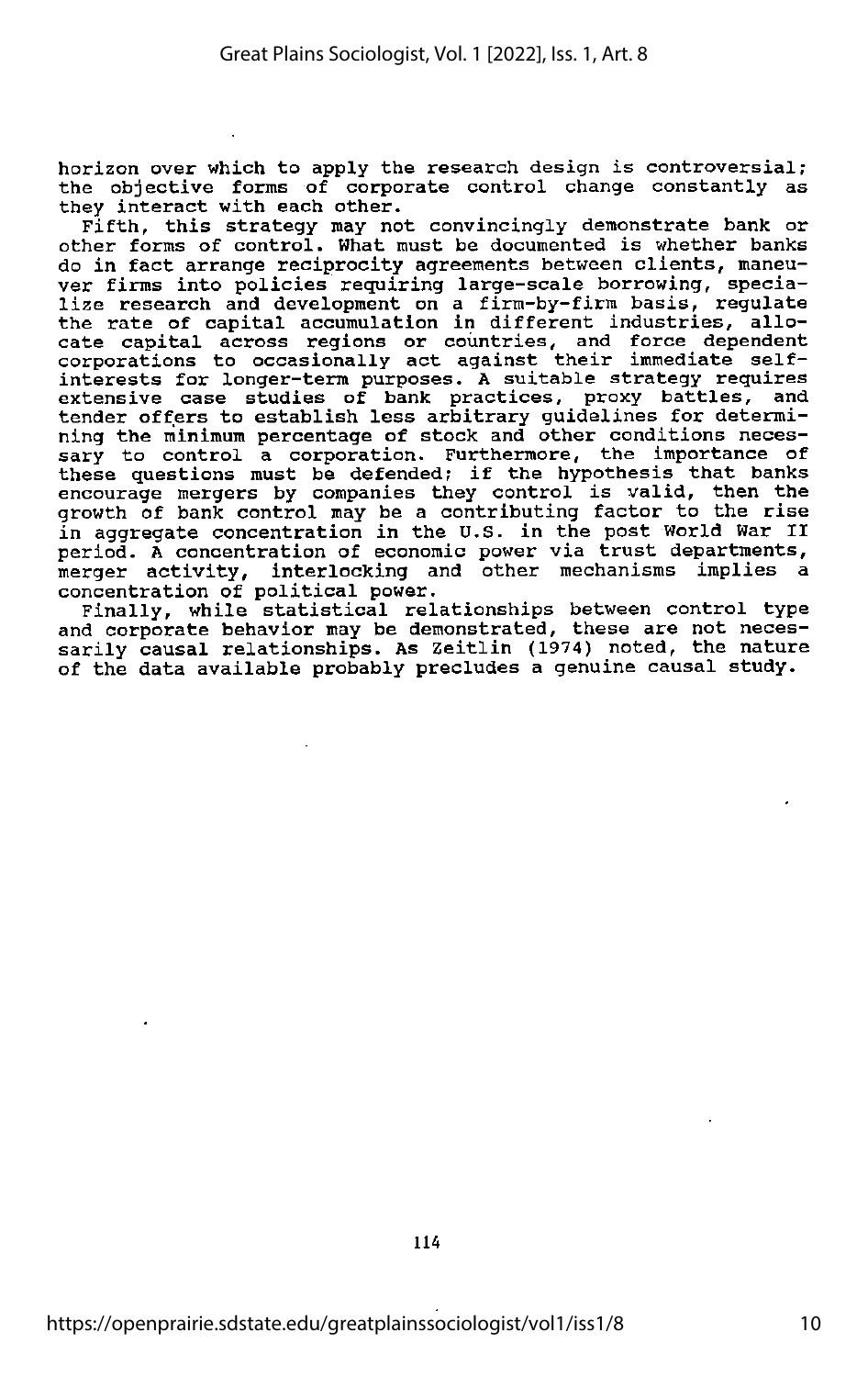horizon over which to apply the research design is controversial; the objective forms of corporate control change constantly as they interact with each other.

Fifth, this strategy may not convincingly demonstrate bank or other forms of control. What must be documented is whether banks do in fact arrange reciprocity agreements between clients, maneuver firms into policies requiring large-scale borrowing, specialize research and development on a firm-by-firm basis, regulate the rate of capital accumulation in different industries, allocate capital across regions or countries, and force dependent corporations to occasionally act against their immediate self-interests for longer-term purposes. A suitable strategy requires extensive case studies of bank practices, proxy battles, and tender offers to establish less arbitrary guidelines for determining the minimum percentage of stock and other conditions necessary to control a corporation. Furthermore, the importance of these questions must be defended; if the hypothesis that banks encourage mergers by companies they control is valid, then the growth of bank control may be a contributing factor to the rise in aggregate concentration in the U.S. in the post World War II period. A concentration of economic power via trust departments, merger activity, interlocking and other mechanisms implies a concentration of political power.

Finally, while statistical relationships between control type and corporate behavior may be demonstrated, these are not necessarily causal relationships. As Zeitlin (1974) noted, the nature of the data available probably precludes a genuine causal study.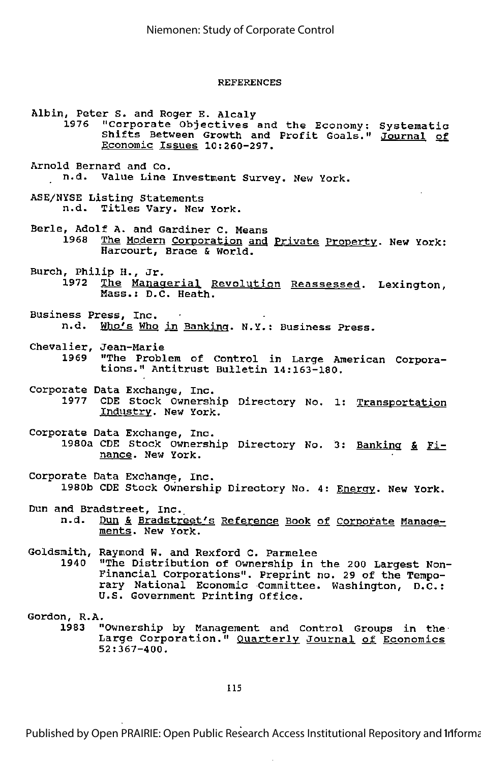## REFERENCES

Albin, Peter S. and Roger E. Alcaly
1976 "Corporate Objectives and the Economy: Systematic Shifts Between Growth and Profit Goals." Journal of Economic Issues 10:260-297.

Arnold Bernard and Co.
n.d. Value Line Investment Survey. New York.

ASE/NYSE Listing Statements
n.d. Titles Vary. New York.

Berle, Adolf A. and Gardiner C. Means
1968 The Modern Corporation and Private Property. New York: Harcourt, Brace & World.

Burch, Philip H., Jr.
1972 The Managerial Revolution Reassessed. Lexington, Mass.: D.C. Heath.

Business Press, Inc.
n.d. Who's Who in Banking. N.Y.: Business Press.

Chevalier, Jean-Marie
1969 "The Problem of Control in Large American Corporations." Antitrust Bulletin 14:163-180.

Corporate Data Exchange, Inc.
1977 CDE Stock Ownership Directory No. 1: Transportation Industry. New York.

Corporate Data Exchange, Inc.
1980a CDE Stock Ownership Directory No. 3: Banking & Finance. New York.

Corporate Data Exchange, Inc.
1980b CDE Stock Ownership Directory No. 4: Energy. New York.

Dun and Bradstreet, Inc.
n.d. Dun & Bradstreet's Reference Book of Corporate Managements. New York.

Goldsmith, Raymond W. and Rexford C. Parmelee
1940 "The Distribution of Ownership in the 200 Largest Non-Financial Corporations". Preprint no. 29 of the Temporary National Economic Committee. Washington, D.C.: U.S. Government Printing Office.

Gordon, R.A.
1983 "Ownership by Management and Control Groups in the Large Corporation." Quarterly Journal of Economics 52:367-400.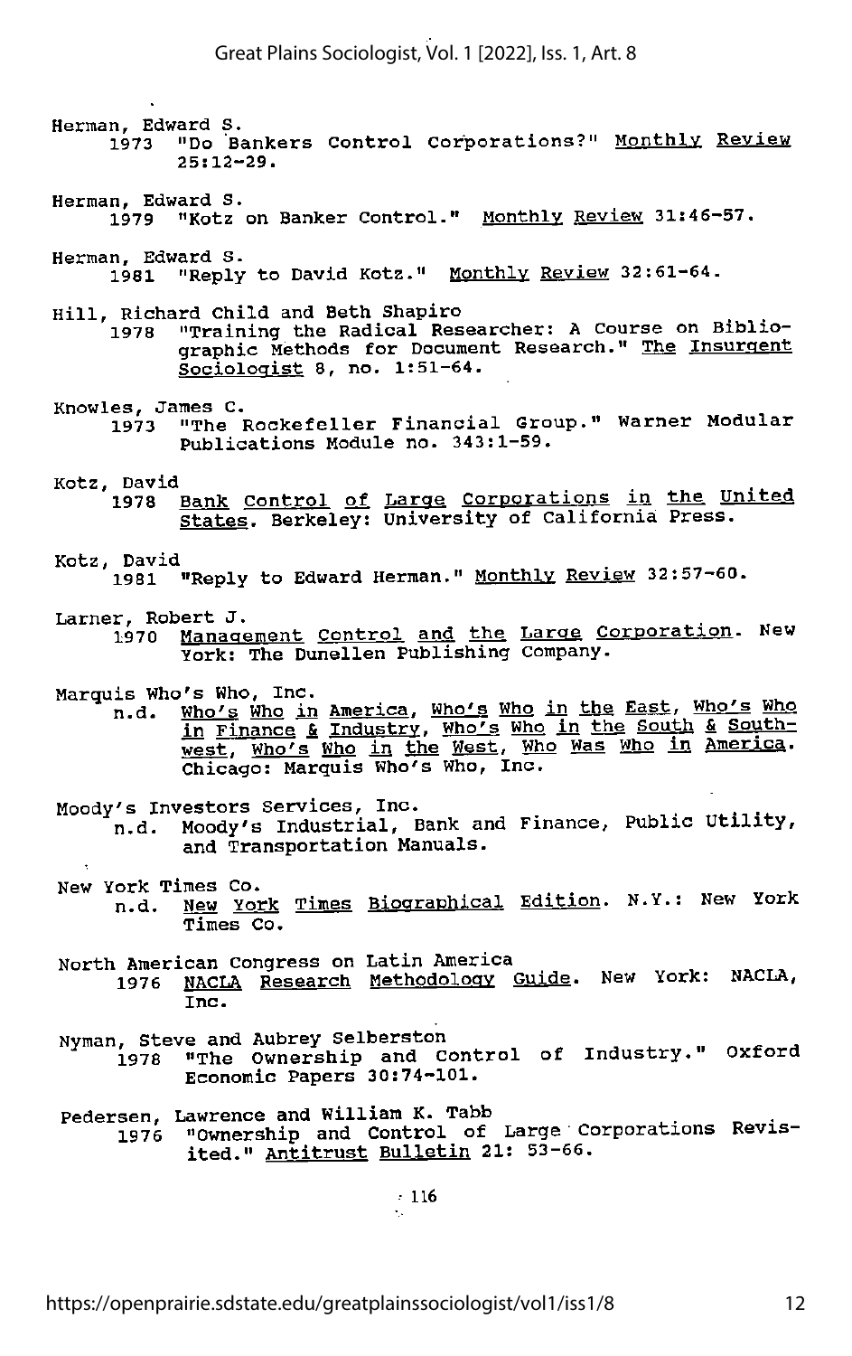Herman, Edward S.
  1973 "Do Bankers Control Corporations?" Monthly Review 25:12-29.

Herman, Edward S.
  1979 "Kotz on Banker Control." Monthly Review 31:46-57.

Herman, Edward S.
  1981 "Reply to David Kotz." Monthly Review 32:61-64.

Hill, Richard Child and Beth Shapiro
  1978 "Training the Radical Researcher: A Course on Bibliographic Methods for Document Research." The Insurgent Sociologist 8, no. 1:51-64.

Knowles, James C.
  1973 "The Rockefeller Financial Group." Warner Modular Publications Module no. 343:1-59.

Kotz, David
  1978 Bank Control of Large Corporations in the United States. Berkeley: University of California Press.

Kotz, David
  1981 "Reply to Edward Herman." Monthly Review 32:57-60.

Larner, Robert J.
  1970 Management Control and the Large Corporation. New York: The Dunellen Publishing Company.

Marquis Who's Who, Inc.
  n.d. Who's Who in America, Who's Who in the East, Who's Who in Finance & Industry, Who's Who in the South & Southwest, Who's Who in the West, Who Was Who in America. Chicago: Marquis Who's Who, Inc.

Moody's Investors Services, Inc.
  n.d. Moody's Industrial, Bank and Finance, Public Utility, and Transportation Manuals.

New York Times Co.
  n.d. New York Times Biographical Edition. N.Y.: New York Times Co.

North American Congress on Latin America
  1976 NACLA Research Methodology Guide. New York: NACLA, Inc.

Nyman, Steve and Aubrey Selberston
  1978 "The Ownership and Control of Industry." Oxford Economic Papers 30:74-101.

Pedersen, Lawrence and William K. Tabb
  1976 "Ownership and Control of Large Corporations Revisited." Antitrust Bulletin 21: 53-66.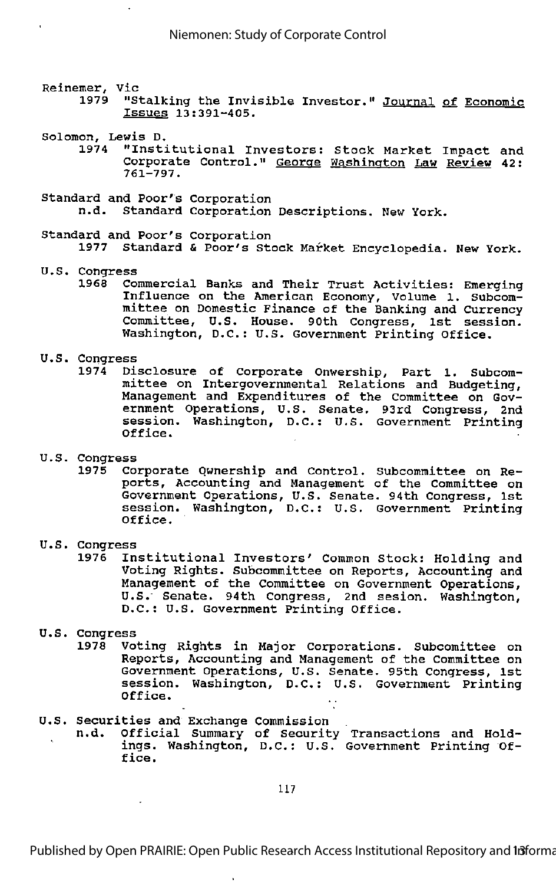Reinemer, Vic

1979 "Stalking the Invisible Investor." Journal of Economic Issues 13:391-405.

Solomon, Lewis D.

1974 "Institutional Investors: Stock Market Impact and Corporate Control." George Washington Law Review 42: 761-797.

Standard and Poor's Corporation

n.d. Standard Corporation Descriptions. New York.

Standard and Poor's Corporation

1977 Standard & Poor's Stock Market Encyclopedia. New York.

U.S. Congress

1968 Commercial Banks and Their Trust Activities: Emerging Influence on the American Economy, Volume 1. Subcommittee on Domestic Finance of the Banking and Currency Committee, U.S. House. 90th Congress, 1st session. Washington, D.C.: U.S. Government Printing Office.

U.S. Congress

1974 Disclosure of Corporate Onwership, Part 1. Subcommittee on Intergovernmental Relations and Budgeting, Management and Expenditures of the Committee on Government Operations, U.S. Senate. 93rd Congress, 2nd session. Washington, D.C.: U.S. Government Printing Office.

U.S. Congress

1975 Corporate Ownership and Control. Subcommittee on Reports, Accounting and Management of the Committee on Government Operations, U.S. Senate. 94th Congress, 1st session. Washington, D.C.: U.S. Government Printing Office.

U.S. Congress

1976 Institutional Investors' Common Stock: Holding and Voting Rights. Subcommittee on Reports, Accounting and Management of the Committee on Government Operations, U.S. Senate. 94th Congress, 2nd sesion. Washington, D.C.: U.S. Government Printing Office.

U.S. Congress

1978 Voting Rights in Major Corporations. Subcomittee on Reports, Accounting and Management of the Committee on Government Operations, U.S. Senate. 95th Congress, 1st session. Washington, D.C.: U.S. Government Printing Office.

U.S. Securities and Exchange Commission

n.d. Official Summary of Security Transactions and Holdings. Washington, D.C.: U.S. Government Printing Office.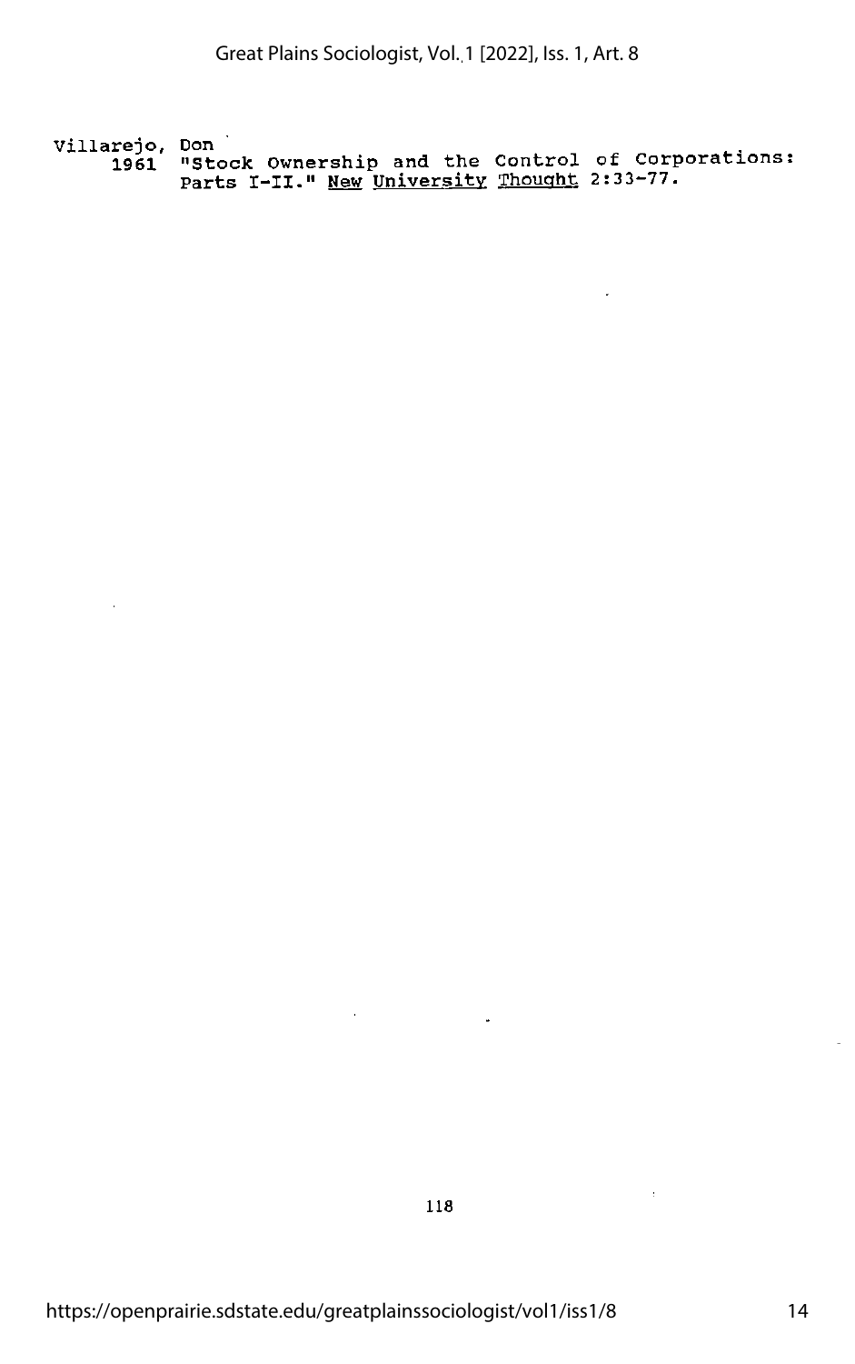Villarejo, Don
1961 "Stock Ownership and the Control of Corporations: Parts I-II." New University Thought 2:33-77.